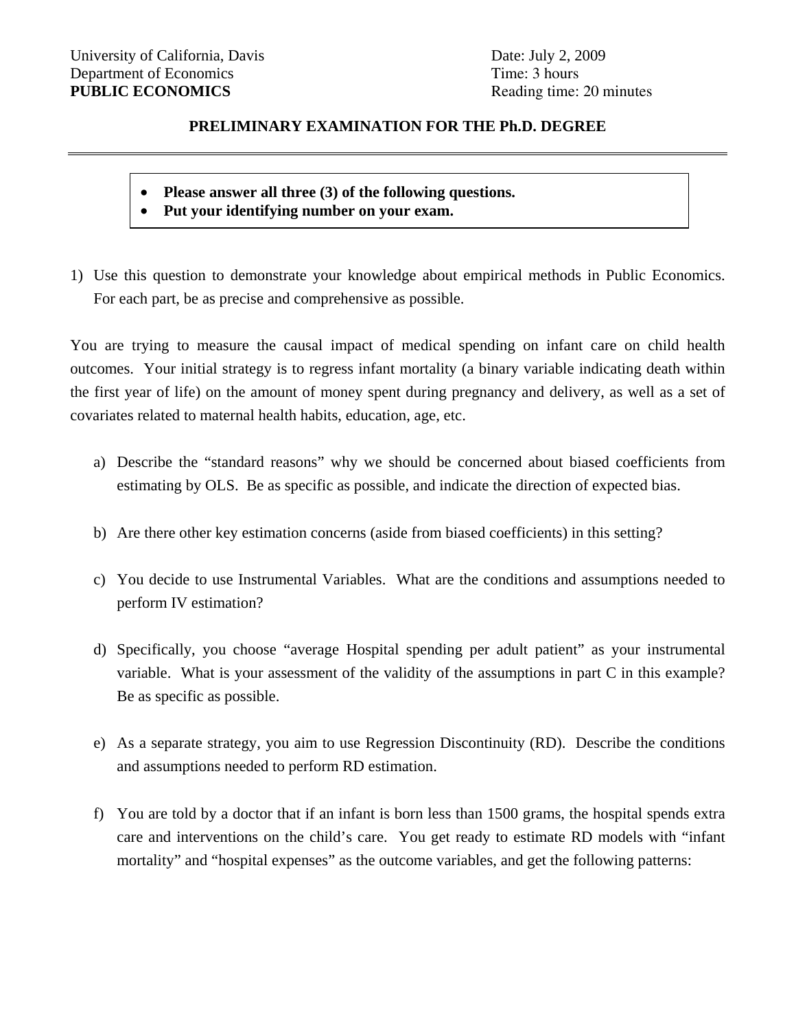University of California, Davis
Department of Economics
**PUBLIC ECONOMICS**

Date: July 2, 2009
Time: 3 hours
Reading time: 20 minutes

## PRELIMINARY EXAMINATION FOR THE Ph.D. DEGREE

- **Please answer all three (3) of the following questions.**
- **Put your identifying number on your exam.**

1) Use this question to demonstrate your knowledge about empirical methods in Public Economics. For each part, be as precise and comprehensive as possible.

You are trying to measure the causal impact of medical spending on infant care on child health outcomes. Your initial strategy is to regress infant mortality (a binary variable indicating death within the first year of life) on the amount of money spent during pregnancy and delivery, as well as a set of covariates related to maternal health habits, education, age, etc.

a) Describe the "standard reasons" why we should be concerned about biased coefficients from estimating by OLS. Be as specific as possible, and indicate the direction of expected bias.

b) Are there other key estimation concerns (aside from biased coefficients) in this setting?

c) You decide to use Instrumental Variables. What are the conditions and assumptions needed to perform IV estimation?

d) Specifically, you choose "average Hospital spending per adult patient" as your instrumental variable. What is your assessment of the validity of the assumptions in part C in this example? Be as specific as possible.

e) As a separate strategy, you aim to use Regression Discontinuity (RD). Describe the conditions and assumptions needed to perform RD estimation.

f) You are told by a doctor that if an infant is born less than 1500 grams, the hospital spends extra care and interventions on the child's care. You get ready to estimate RD models with "infant mortality" and "hospital expenses" as the outcome variables, and get the following patterns: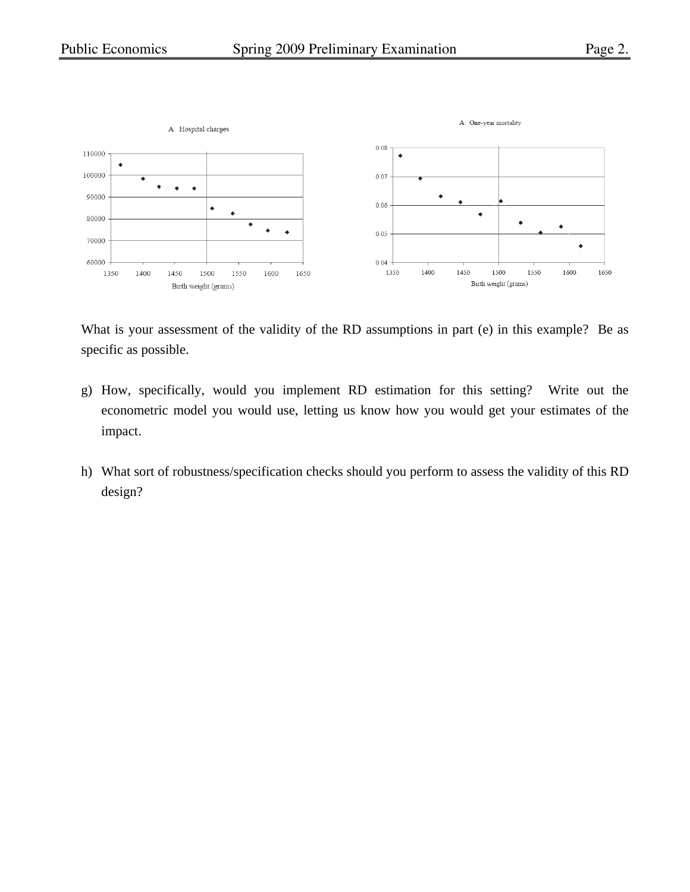A. Hospital charges

A. One-year mortality

What is your assessment of the validity of the RD assumptions in part (e) in this example? Be as specific as possible.

g) How, specifically, would you implement RD estimation for this setting? Write out the econometric model you would use, letting us know how you would get your estimates of the impact.

h) What sort of robustness/specification checks should you perform to assess the validity of this RD design?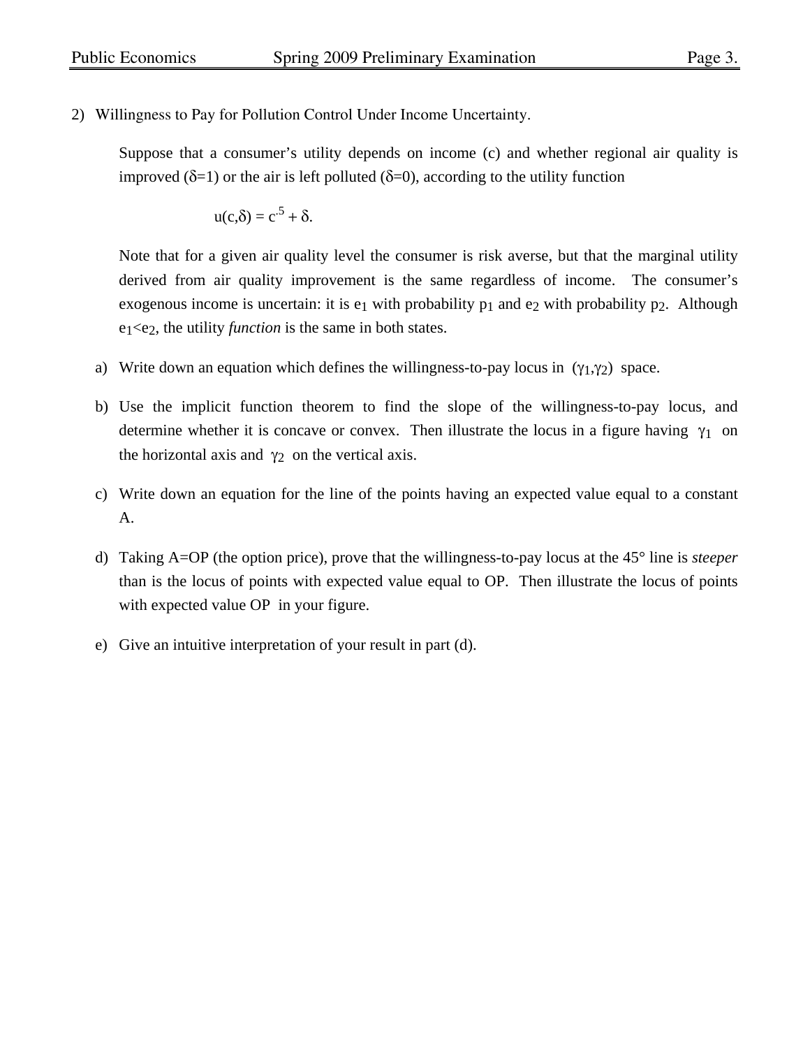2) Willingness to Pay for Pollution Control Under Income Uncertainty.

Suppose that a consumer's utility depends on income (c) and whether regional air quality is improved ($\delta=1$) or the air is left polluted ($\delta=0$), according to the utility function

$$u(c,\delta) = c^{.5} + \delta.$$

Note that for a given air quality level the consumer is risk averse, but that the marginal utility derived from air quality improvement is the same regardless of income. The consumer's exogenous income is uncertain: it is $e_1$ with probability $p_1$ and $e_2$ with probability $p_2$. Although $e_1 < e_2$, the utility *function* is the same in both states.

a) Write down an equation which defines the willingness-to-pay locus in $(\gamma_1,\gamma_2)$ space.

b) Use the implicit function theorem to find the slope of the willingness-to-pay locus, and determine whether it is concave or convex. Then illustrate the locus in a figure having $\gamma_1$ on the horizontal axis and $\gamma_2$ on the vertical axis.

c) Write down an equation for the line of the points having an expected value equal to a constant A.

d) Taking A=OP (the option price), prove that the willingness-to-pay locus at the 45° line is *steeper* than is the locus of points with expected value equal to OP. Then illustrate the locus of points with expected value OP in your figure.

e) Give an intuitive interpretation of your result in part (d).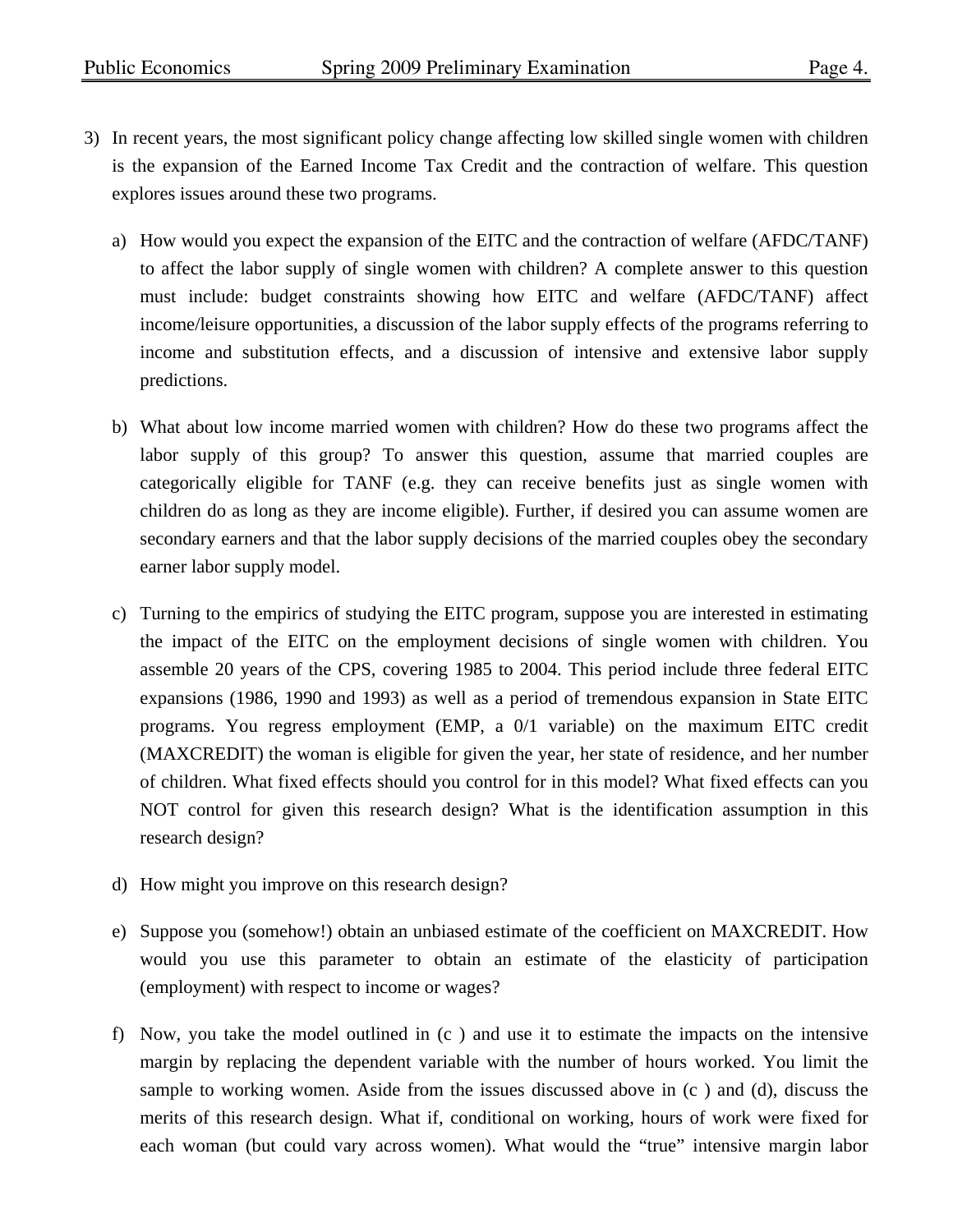3) In recent years, the most significant policy change affecting low skilled single women with children is the expansion of the Earned Income Tax Credit and the contraction of welfare. This question explores issues around these two programs.

   a) How would you expect the expansion of the EITC and the contraction of welfare (AFDC/TANF) to affect the labor supply of single women with children? A complete answer to this question must include: budget constraints showing how EITC and welfare (AFDC/TANF) affect income/leisure opportunities, a discussion of the labor supply effects of the programs referring to income and substitution effects, and a discussion of intensive and extensive labor supply predictions.

   b) What about low income married women with children? How do these two programs affect the labor supply of this group? To answer this question, assume that married couples are categorically eligible for TANF (e.g. they can receive benefits just as single women with children do as long as they are income eligible). Further, if desired you can assume women are secondary earners and that the labor supply decisions of the married couples obey the secondary earner labor supply model.

   c) Turning to the empirics of studying the EITC program, suppose you are interested in estimating the impact of the EITC on the employment decisions of single women with children. You assemble 20 years of the CPS, covering 1985 to 2004. This period include three federal EITC expansions (1986, 1990 and 1993) as well as a period of tremendous expansion in State EITC programs. You regress employment (EMP, a 0/1 variable) on the maximum EITC credit (MAXCREDIT) the woman is eligible for given the year, her state of residence, and her number of children. What fixed effects should you control for in this model? What fixed effects can you NOT control for given this research design? What is the identification assumption in this research design?

   d) How might you improve on this research design?

   e) Suppose you (somehow!) obtain an unbiased estimate of the coefficient on MAXCREDIT. How would you use this parameter to obtain an estimate of the elasticity of participation (employment) with respect to income or wages?

   f) Now, you take the model outlined in (c ) and use it to estimate the impacts on the intensive margin by replacing the dependent variable with the number of hours worked. You limit the sample to working women. Aside from the issues discussed above in (c ) and (d), discuss the merits of this research design. What if, conditional on working, hours of work were fixed for each woman (but could vary across women). What would the "true" intensive margin labor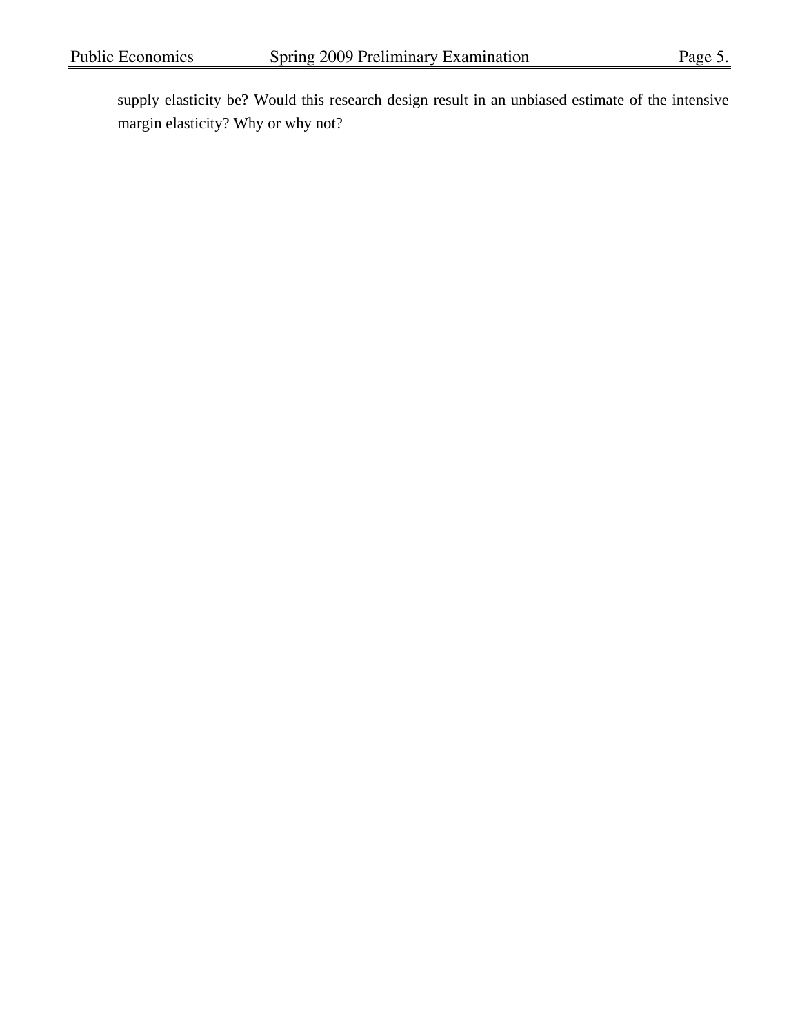supply elasticity be? Would this research design result in an unbiased estimate of the intensive margin elasticity? Why or why not?